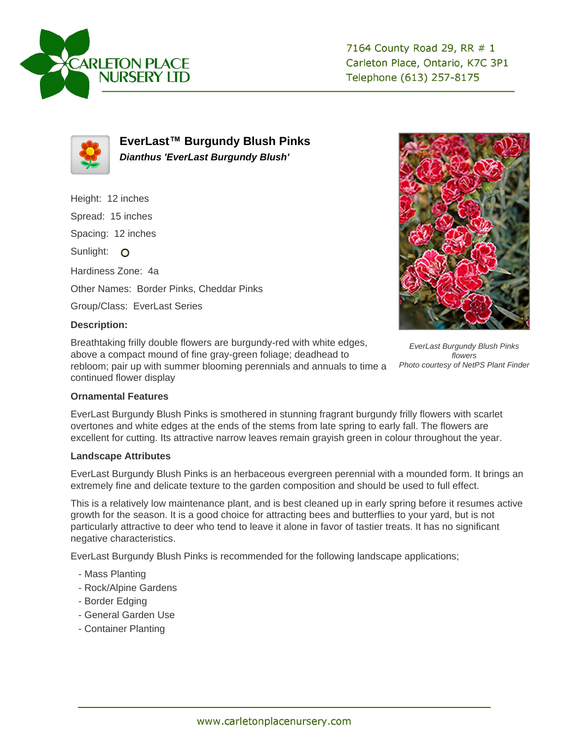CARLETON PLACE NURSERY LTD

7164 County Road 29, RR # 1
Carleton Place, Ontario, K7C 3P1
Telephone (613) 257-8175

# EverLast™ Burgundy Blush Pinks

***Dianthus 'EverLast Burgundy Blush'***

Height: 12 inches

Spread: 15 inches

Spacing: 12 inches

Sunlight:

Hardiness Zone: 4a

Other Names: Border Pinks, Cheddar Pinks

Group/Class: EverLast Series

**Description:**

Breathtaking frilly double flowers are burgundy-red with white edges, above a compact mound of fine gray-green foliage; deadhead to rebloom; pair up with summer blooming perennials and annuals to time a continued flower display

*EverLast Burgundy Blush Pinks flowers*
*Photo courtesy of NetPS Plant Finder*

**Ornamental Features**

EverLast Burgundy Blush Pinks is smothered in stunning fragrant burgundy frilly flowers with scarlet overtones and white edges at the ends of the stems from late spring to early fall. The flowers are excellent for cutting. Its attractive narrow leaves remain grayish green in colour throughout the year.

**Landscape Attributes**

EverLast Burgundy Blush Pinks is an herbaceous evergreen perennial with a mounded form. It brings an extremely fine and delicate texture to the garden composition and should be used to full effect.

This is a relatively low maintenance plant, and is best cleaned up in early spring before it resumes active growth for the season. It is a good choice for attracting bees and butterflies to your yard, but is not particularly attractive to deer who tend to leave it alone in favor of tastier treats. It has no significant negative characteristics.

EverLast Burgundy Blush Pinks is recommended for the following landscape applications;

- Mass Planting
- Rock/Alpine Gardens
- Border Edging
- General Garden Use
- Container Planting

www.carletonplacenursery.com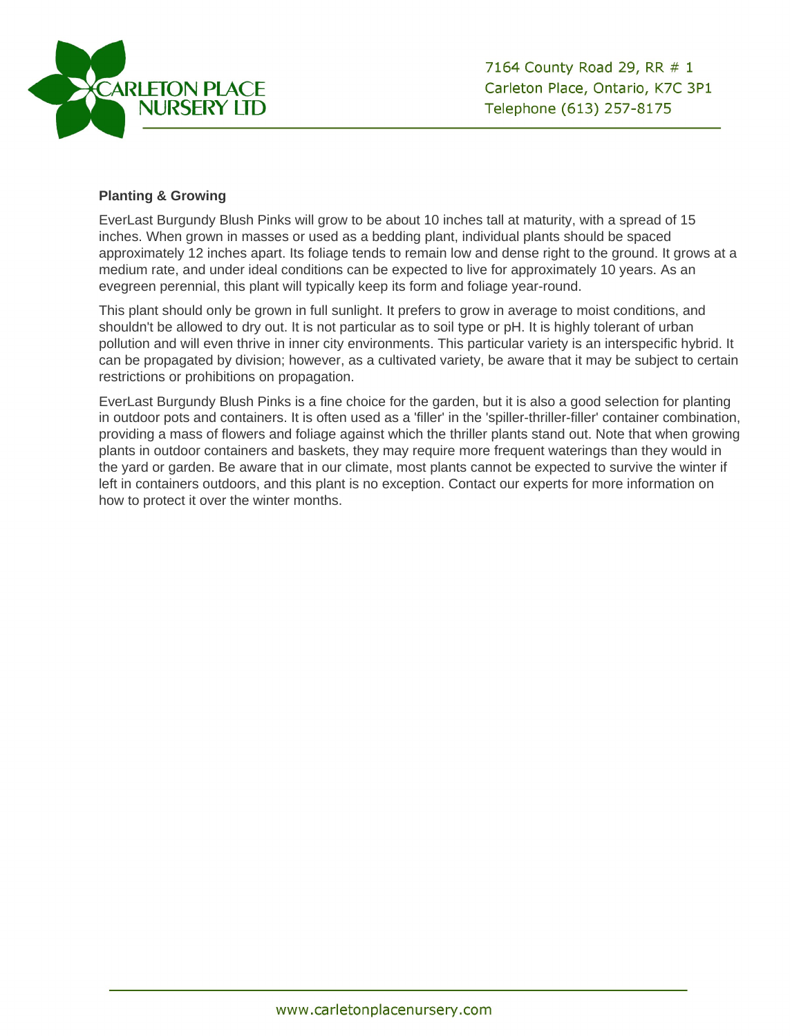### Planting & Growing

EverLast Burgundy Blush Pinks will grow to be about 10 inches tall at maturity, with a spread of 15 inches. When grown in masses or used as a bedding plant, individual plants should be spaced approximately 12 inches apart. Its foliage tends to remain low and dense right to the ground. It grows at a medium rate, and under ideal conditions can be expected to live for approximately 10 years. As an evegreen perennial, this plant will typically keep its form and foliage year-round.

This plant should only be grown in full sunlight. It prefers to grow in average to moist conditions, and shouldn't be allowed to dry out. It is not particular as to soil type or pH. It is highly tolerant of urban pollution and will even thrive in inner city environments. This particular variety is an interspecific hybrid. It can be propagated by division; however, as a cultivated variety, be aware that it may be subject to certain restrictions or prohibitions on propagation.

EverLast Burgundy Blush Pinks is a fine choice for the garden, but it is also a good selection for planting in outdoor pots and containers. It is often used as a 'filler' in the 'spiller-thriller-filler' container combination, providing a mass of flowers and foliage against which the thriller plants stand out. Note that when growing plants in outdoor containers and baskets, they may require more frequent waterings than they would in the yard or garden. Be aware that in our climate, most plants cannot be expected to survive the winter if left in containers outdoors, and this plant is no exception. Contact our experts for more information on how to protect it over the winter months.